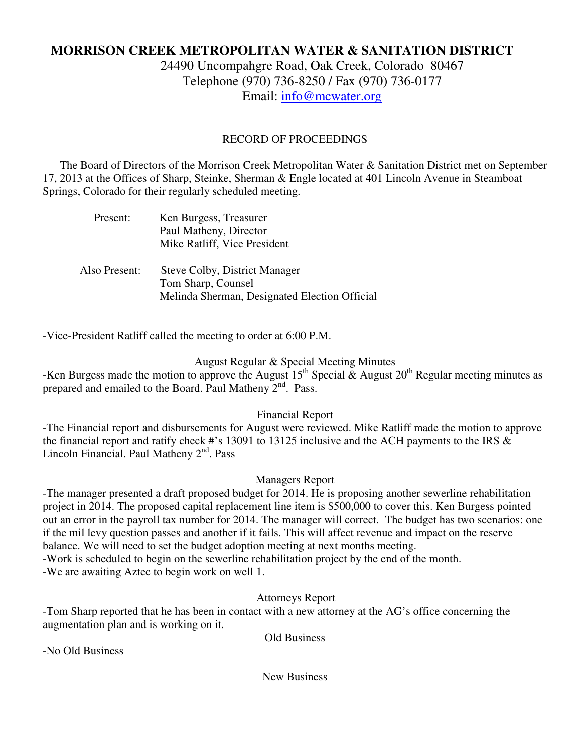# MORRISON CREEK METROPOLITAN WATER & SANITATION DISTRICT

24490 Uncompahgre Road, Oak Creek, Colorado 80467
Telephone (970) 736-8250 / Fax (970) 736-0177
Email: info@mcwater.org

## RECORD OF PROCEEDINGS

The Board of Directors of the Morrison Creek Metropolitan Water & Sanitation District met on September 17, 2013 at the Offices of Sharp, Steinke, Sherman & Engle located at 401 Lincoln Avenue in Steamboat Springs, Colorado for their regularly scheduled meeting.

Present:
- Ken Burgess, Treasurer
- Paul Matheny, Director
- Mike Ratliff, Vice President

Also Present:
- Steve Colby, District Manager
- Tom Sharp, Counsel
- Melinda Sherman, Designated Election Official

-Vice-President Ratliff called the meeting to order at 6:00 P.M.

### August Regular & Special Meeting Minutes

-Ken Burgess made the motion to approve the August 15th Special & August 20th Regular meeting minutes as prepared and emailed to the Board. Paul Matheny 2nd. Pass.

### Financial Report

-The Financial report and disbursements for August were reviewed. Mike Ratliff made the motion to approve the financial report and ratify check #'s 13091 to 13125 inclusive and the ACH payments to the IRS & Lincoln Financial. Paul Matheny 2nd. Pass

### Managers Report

-The manager presented a draft proposed budget for 2014. He is proposing another sewerline rehabilitation project in 2014. The proposed capital replacement line item is $500,000 to cover this. Ken Burgess pointed out an error in the payroll tax number for 2014. The manager will correct. The budget has two scenarios: one if the mil levy question passes and another if it fails. This will affect revenue and impact on the reserve balance. We will need to set the budget adoption meeting at next months meeting.

-Work is scheduled to begin on the sewerline rehabilitation project by the end of the month.

-We are awaiting Aztec to begin work on well 1.

### Attorneys Report

-Tom Sharp reported that he has been in contact with a new attorney at the AG's office concerning the augmentation plan and is working on it.

### Old Business

-No Old Business

### New Business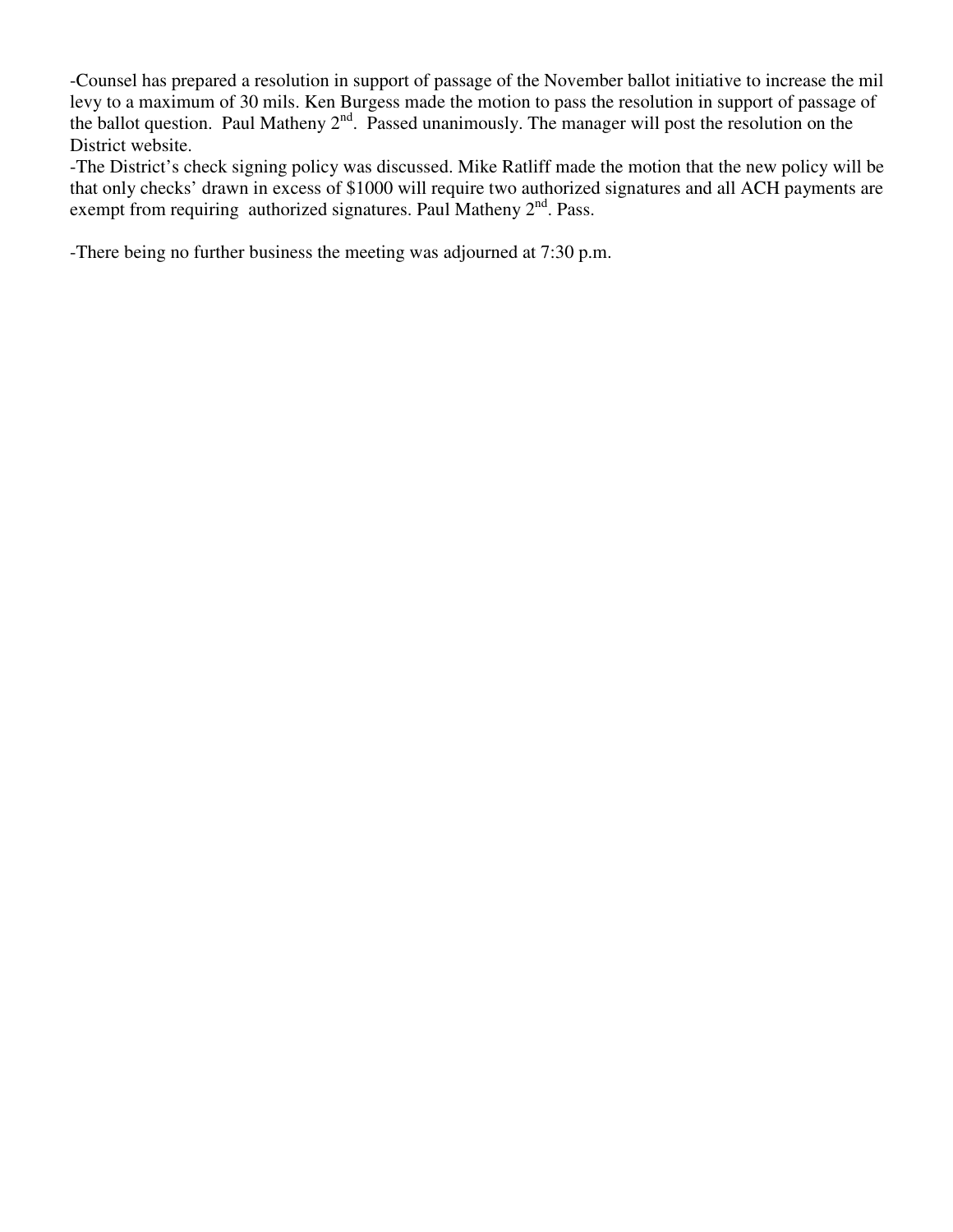-Counsel has prepared a resolution in support of passage of the November ballot initiative to increase the mil levy to a maximum of 30 mils. Ken Burgess made the motion to pass the resolution in support of passage of the ballot question. Paul Matheny 2nd. Passed unanimously. The manager will post the resolution on the District website.

-The District's check signing policy was discussed. Mike Ratliff made the motion that the new policy will be that only checks' drawn in excess of $1000 will require two authorized signatures and all ACH payments are exempt from requiring authorized signatures. Paul Matheny 2nd. Pass.

-There being no further business the meeting was adjourned at 7:30 p.m.